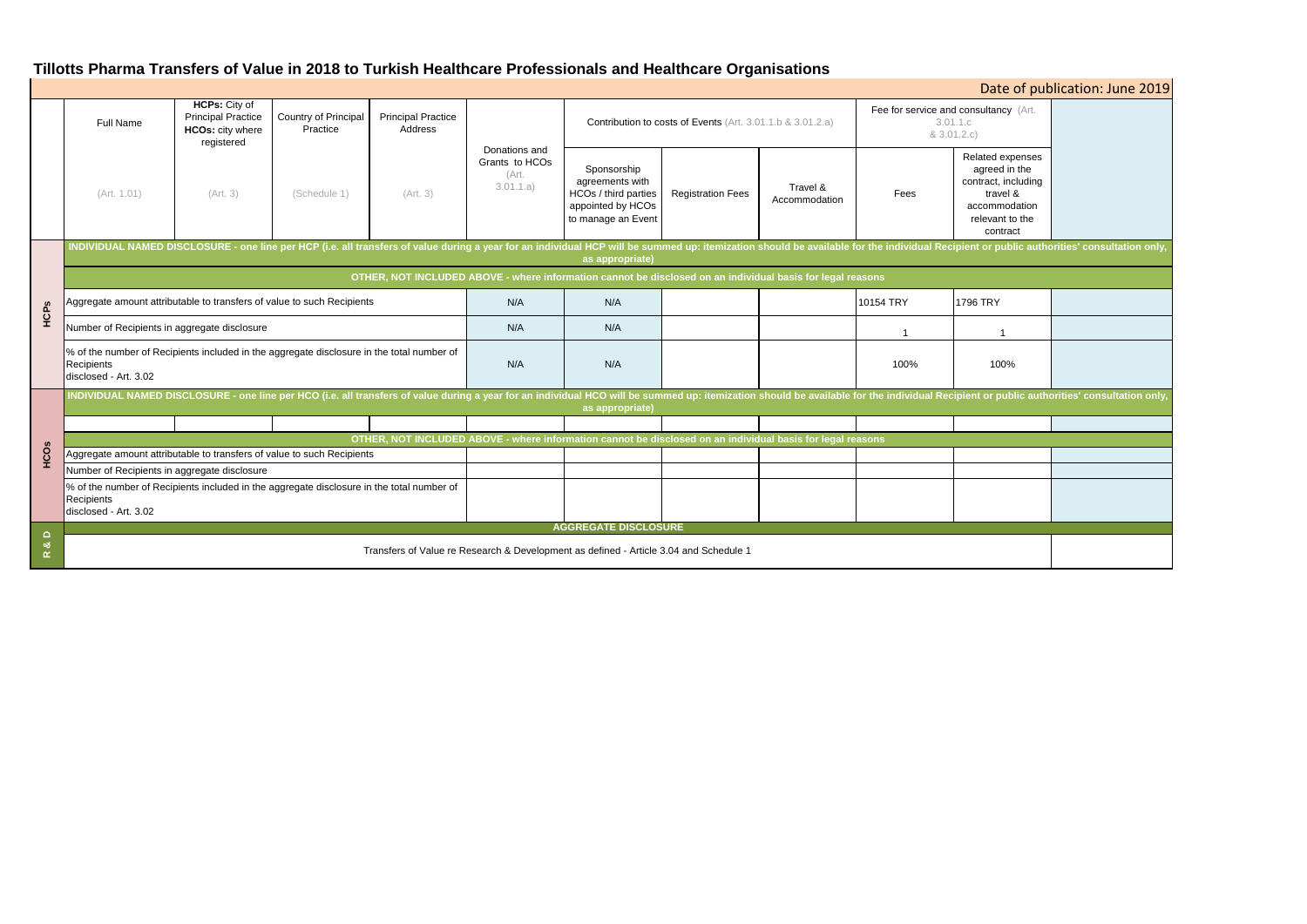# Tillotts Pharma Transfers of Value in 2018 to Turkish Healthcare Professionals and Healthcare Organisations

Date of publication: June 2019

| | Full Name | HCPs: City of Principal Practice HCOs: city where registered | Country of Principal Practice | Principal Practice Address | Donations and Grants to HCOs (Art. 3.01.1.a) | Contribution to costs of Events (Art. 3.01.1.b & 3.01.2.a) | | | Fee for service and consultancy (Art. 3.01.1.c & 3.01.2.c) | | |
|---|---|---|---|---|---|---|---|---|---|---|---|
| | (Art. 1.01) | (Art. 3) | (Schedule 1) | (Art. 3) | | Sponsorship agreements with HCOs / third parties appointed by HCOs to manage an Event | Registration Fees | Travel & Accommodation | Fees | Related expenses agreed in the contract, including travel & accommodation relevant to the contract | |
| **HCPs** | **INDIVIDUAL NAMED DISCLOSURE - one line per HCP (i.e. all transfers of value during a year for an individual HCP will be summed up: itemization should be available for the individual Recipient or public authorities' consultation only, as appropriate)** | | | | | | | | | | |
| | **OTHER, NOT INCLUDED ABOVE - where information cannot be disclosed on an individual basis for legal reasons** | | | | | | | | | | |
| | Aggregate amount attributable to transfers of value to such Recipients | | | | N/A | N/A | | | 10154 TRY | 1796 TRY | |
| | Number of Recipients in aggregate disclosure | | | | N/A | N/A | | | 1 | 1 | |
| | % of the number of Recipients included in the aggregate disclosure in the total number of Recipients disclosed - Art. 3.02 | | | | N/A | N/A | | | 100% | 100% | |
| **HCOs** | **INDIVIDUAL NAMED DISCLOSURE - one line per HCO (i.e. all transfers of value during a year for an individual HCO will be summed up: itemization should be available for the individual Recipient or public authorities' consultation only, as appropriate)** | | | | | | | | | | |
| | | | | | | | | | | | |
| | **OTHER, NOT INCLUDED ABOVE - where information cannot be disclosed on an individual basis for legal reasons** | | | | | | | | | | |
| | Aggregate amount attributable to transfers of value to such Recipients | | | | | | | | | | |
| | Number of Recipients in aggregate disclosure | | | | | | | | | | |
| | % of the number of Recipients included in the aggregate disclosure in the total number of Recipients disclosed - Art. 3.02 | | | | | | | | | | |
| **R & D** | **AGGREGATE DISCLOSURE** | | | | | | | | | | |
| | Transfers of Value re Research & Development as defined - Article 3.04 and Schedule 1 | | | | | | | | | | |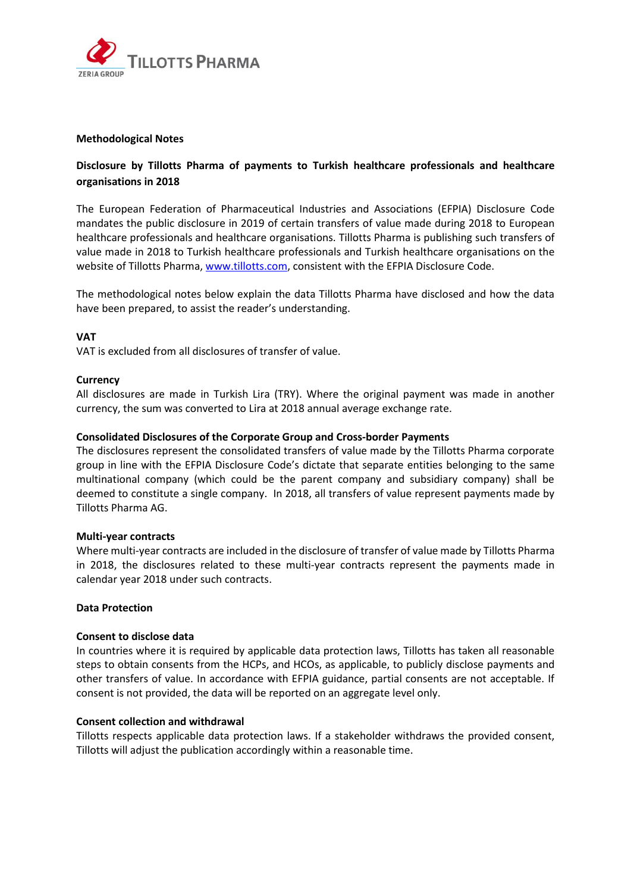**Methodological Notes**

**Disclosure by Tillotts Pharma of payments to Turkish healthcare professionals and healthcare organisations in 2018**

The European Federation of Pharmaceutical Industries and Associations (EFPIA) Disclosure Code mandates the public disclosure in 2019 of certain transfers of value made during 2018 to European healthcare professionals and healthcare organisations. Tillotts Pharma is publishing such transfers of value made in 2018 to Turkish healthcare professionals and Turkish healthcare organisations on the website of Tillotts Pharma, www.tillotts.com, consistent with the EFPIA Disclosure Code.

The methodological notes below explain the data Tillotts Pharma have disclosed and how the data have been prepared, to assist the reader's understanding.

**VAT**

VAT is excluded from all disclosures of transfer of value.

**Currency**

All disclosures are made in Turkish Lira (TRY). Where the original payment was made in another currency, the sum was converted to Lira at 2018 annual average exchange rate.

**Consolidated Disclosures of the Corporate Group and Cross-border Payments**

The disclosures represent the consolidated transfers of value made by the Tillotts Pharma corporate group in line with the EFPIA Disclosure Code's dictate that separate entities belonging to the same multinational company (which could be the parent company and subsidiary company) shall be deemed to constitute a single company. In 2018, all transfers of value represent payments made by Tillotts Pharma AG.

**Multi-year contracts**

Where multi-year contracts are included in the disclosure of transfer of value made by Tillotts Pharma in 2018, the disclosures related to these multi-year contracts represent the payments made in calendar year 2018 under such contracts.

**Data Protection**

**Consent to disclose data**

In countries where it is required by applicable data protection laws, Tillotts has taken all reasonable steps to obtain consents from the HCPs, and HCOs, as applicable, to publicly disclose payments and other transfers of value. In accordance with EFPIA guidance, partial consents are not acceptable. If consent is not provided, the data will be reported on an aggregate level only.

**Consent collection and withdrawal**

Tillotts respects applicable data protection laws. If a stakeholder withdraws the provided consent, Tillotts will adjust the publication accordingly within a reasonable time.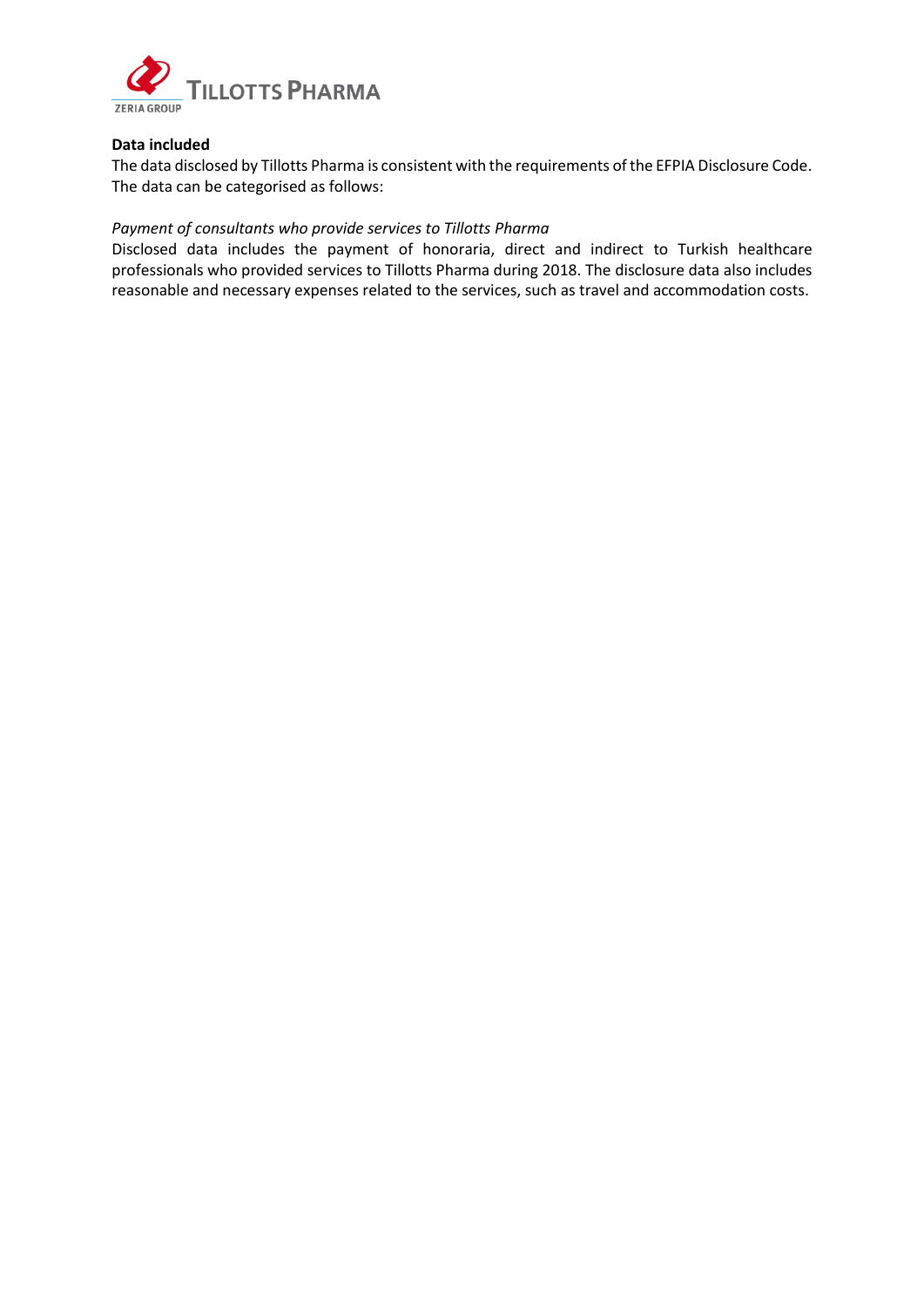**Data included**

The data disclosed by Tillotts Pharma is consistent with the requirements of the EFPIA Disclosure Code. The data can be categorised as follows:

*Payment of consultants who provide services to Tillotts Pharma*

Disclosed data includes the payment of honoraria, direct and indirect to Turkish healthcare professionals who provided services to Tillotts Pharma during 2018. The disclosure data also includes reasonable and necessary expenses related to the services, such as travel and accommodation costs.